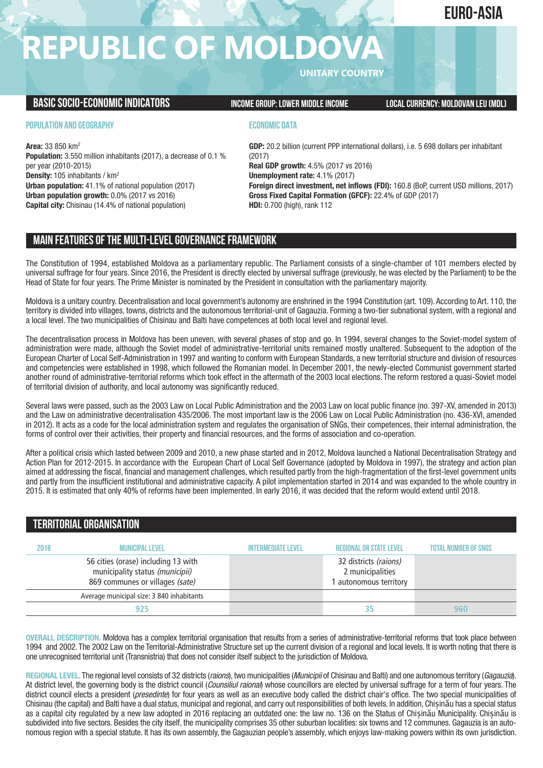EURO-ASIA

# REPUBLIC OF MOLDOVA

UNITARY COUNTRY

## BASIC SOCIO-ECONOMIC INDICATORS

**INCOME GROUP: LOWER MIDDLE INCOME**

**LOCAL CURRENCY: MOLDOVAN LEU (MDL)**

### POPULATION AND GEOGRAPHY

**Area:** 33 850 km²
**Population:** 3.550 million inhabitants (2017), a decrease of 0.1 % per year (2010-2015)
**Density:** 105 inhabitants / km²
**Urban population:** 41.1% of national population (2017)
**Urban population growth:** 0.0% (2017 vs 2016)
**Capital city:** Chisinau (14.4% of national population)

### ECONOMIC DATA

**GDP:** 20.2 billion (current PPP international dollars), i.e. 5 698 dollars per inhabitant (2017)
**Real GDP growth:** 4.5% (2017 vs 2016)
**Unemployment rate:** 4.1% (2017)
**Foreign direct investment, net inflows (FDI):** 160.8 (BoP, current USD millions, 2017)
**Gross Fixed Capital Formation (GFCF):** 22.4% of GDP (2017)
**HDI:** 0.700 (high), rank 112

## MAIN FEATURES OF THE MULTI-LEVEL GOVERNANCE FRAMEWORK

The Constitution of 1994, established Moldova as a parliamentary republic. The Parliament consists of a single-chamber of 101 members elected by universal suffrage for four years. Since 2016, the President is directly elected by universal suffrage (previously, he was elected by the Parliament) to be the Head of State for four years. The Prime Minister is nominated by the President in consultation with the parliamentary majority.

Moldova is a unitary country. Decentralisation and local government's autonomy are enshrined in the 1994 Constitution (art. 109). According to Art. 110, the territory is divided into villages, towns, districts and the autonomous territorial-unit of Gagauzia. Forming a two-tier subnational system, with a regional and a local level. The two municipalities of Chisinau and Balti have competences at both local level and regional level.

The decentralisation process in Moldova has been uneven, with several phases of stop and go. In 1994, several changes to the Soviet-model system of administration were made, although the Soviet model of administrative-territorial units remained mostly unaltered. Subsequent to the adoption of the European Charter of Local Self-Administration in 1997 and wanting to conform with European Standards, a new territorial structure and division of resources and competencies were established in 1998, which followed the Romanian model. In December 2001, the newly-elected Communist government started another round of administrative-territorial reforms which took effect in the aftermath of the 2003 local elections. The reform restored a quasi-Soviet model of territorial division of authority, and local autonomy was significantly reduced.

Several laws were passed, such as the 2003 Law on Local Public Administration and the 2003 Law on local public finance (no. 397-XV, amended in 2013) and the Law on administrative decentralisation 435/2006. The most important law is the 2006 Law on Local Public Administration (no. 436-XVI, amended in 2012). It acts as a code for the local administration system and regulates the organisation of SNGs, their competences, their internal administration, the forms of control over their activities, their property and financial resources, and the forms of association and co-operation.

After a political crisis which lasted between 2009 and 2010, a new phase started and in 2012, Moldova launched a National Decentralisation Strategy and Action Plan for 2012-2015. In accordance with the European Chart of Local Self Governance (adopted by Moldova in 1997), the strategy and action plan aimed at addressing the fiscal, financial and management challenges, which resulted partly from the high-fragmentation of the first-level government units and partly from the insufficient institutional and administrative capacity. A pilot implementation started in 2014 and was expanded to the whole country in 2015. It is estimated that only 40% of reforms have been implemented. In early 2016, it was decided that the reform would extend until 2018.

## TERRITORIAL ORGANISATION

| 2018 | MUNICIPAL LEVEL | INTERMEDIATE LEVEL | REGIONAL OR STATE LEVEL | TOTAL NUMBER OF SNGS |
|---|---|---|---|---|
| | 56 cities (orase) including 13 with municipality status *(municipii)*<br>869 communes or villages *(sate)* | | 32 districts *(raions)*<br>2 municipalities<br>1 autonomous territory | |
| | Average municipal size: 3 840 inhabitants | | | |
| | 925 | | 35 | 960 |

**OVERALL DESCRIPTION.** Moldova has a complex territorial organisation that results from a series of administrative-territorial reforms that took place between 1994 and 2002. The 2002 Law on the Territorial-Administrative Structure set up the current division of a regional and local levels. It is worth noting that there is one unrecognised territorial unit (Transnistria) that does not consider itself subject to the jurisdiction of Moldova.

**REGIONAL LEVEL.** The regional level consists of 32 districts (*raions*), two municipalities (*Municipii* of Chisinau and Balti) and one autonomous territory (*Gagauzia*). At district level, the governing body is the district council (*Counsiliul raional*) whose councillors are elected by universal suffrage for a term of four years. The district council elects a president (*presedinte*) for four years as well as an executive body called the district chair's office. The two special municipalities of Chisinau (the capital) and Balti have a dual status, municipal and regional, and carry out responsibilities of both levels. In addition, Chișinău has a special status as a capital city regulated by a new law adopted in 2016 replacing an outdated one: the law no. 136 on the Status of Chișinău Municipality. Chișinău is subdivided into five sectors. Besides the city itself, the municipality comprises 35 other suburban localities: six towns and 12 communes. Gagauzia is an autonomous region with a special statute. It has its own assembly, the Gagauzian people's assembly, which enjoys law-making powers within its own jurisdiction.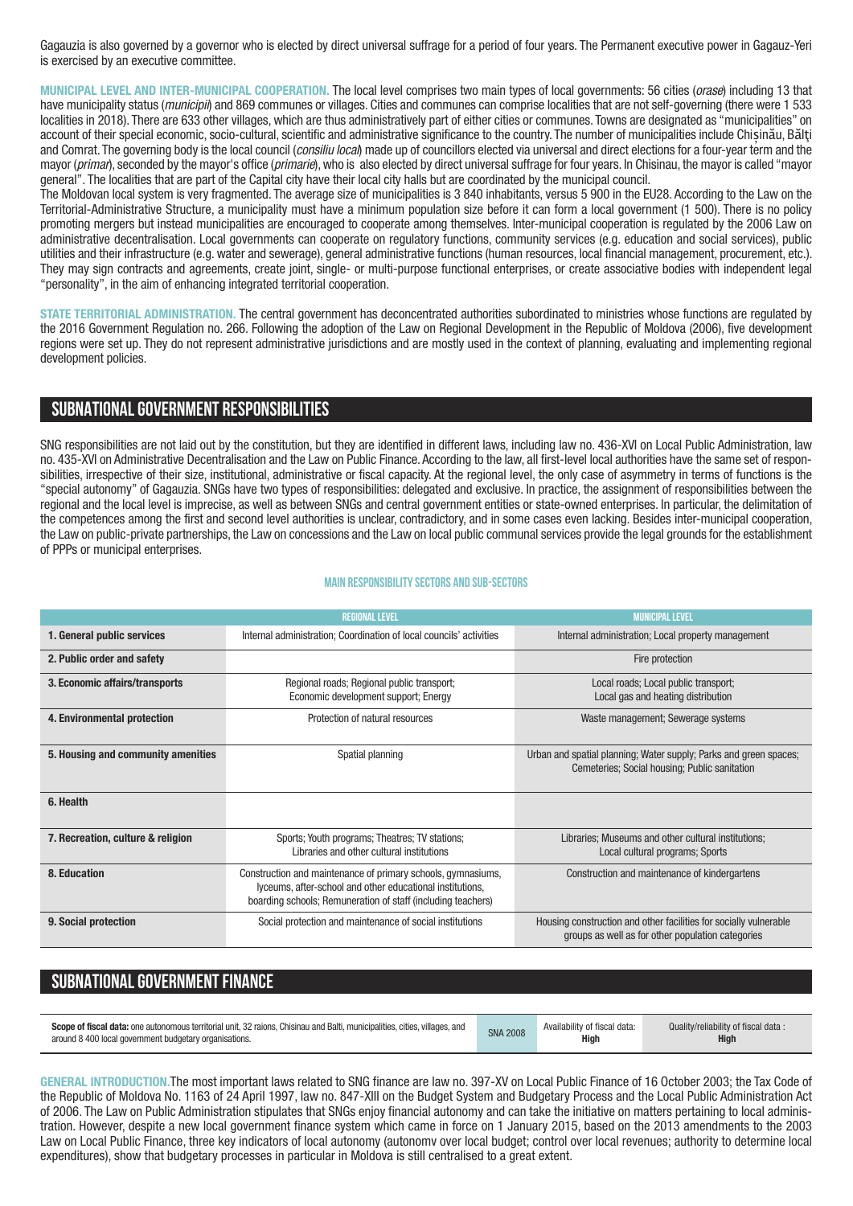Gagauzia is also governed by a governor who is elected by direct universal suffrage for a period of four years. The Permanent executive power in Gagauz-Yeri is exercised by an executive committee.

**MUNICIPAL LEVEL AND INTER-MUNICIPAL COOPERATION.** The local level comprises two main types of local governments: 56 cities (*orase*) including 13 that have municipality status (*municipii*) and 869 communes or villages. Cities and communes can comprise localities that are not self-governing (there were 1 533 localities in 2018). There are 633 other villages, which are thus administratively part of either cities or communes. Towns are designated as "municipalities" on account of their special economic, socio-cultural, scientific and administrative significance to the country. The number of municipalities include Chișinău, Bălți and Comrat. The governing body is the local council (*consiliu local*) made up of councillors elected via universal and direct elections for a four-year term and the mayor (*primar*), seconded by the mayor's office (*primarie*), who is also elected by direct universal suffrage for four years. In Chisinau, the mayor is called "mayor general". The localities that are part of the Capital city have their local city halls but are coordinated by the municipal council.

The Moldovan local system is very fragmented. The average size of municipalities is 3 840 inhabitants, versus 5 900 in the EU28. According to the Law on the Territorial-Administrative Structure, a municipality must have a minimum population size before it can form a local government (1 500). There is no policy promoting mergers but instead municipalities are encouraged to cooperate among themselves. Inter-municipal cooperation is regulated by the 2006 Law on administrative decentralisation. Local governments can cooperate on regulatory functions, community services (e.g. education and social services), public utilities and their infrastructure (e.g. water and sewerage), general administrative functions (human resources, local financial management, procurement, etc.). They may sign contracts and agreements, create joint, single- or multi-purpose functional enterprises, or create associative bodies with independent legal "personality", in the aim of enhancing integrated territorial cooperation.

**STATE TERRITORIAL ADMINISTRATION.** The central government has deconcentrated authorities subordinated to ministries whose functions are regulated by the 2016 Government Regulation no. 266. Following the adoption of the Law on Regional Development in the Republic of Moldova (2006), five development regions were set up. They do not represent administrative jurisdictions and are mostly used in the context of planning, evaluating and implementing regional development policies.

## SUBNATIONAL GOVERNMENT RESPONSIBILITIES

SNG responsibilities are not laid out by the constitution, but they are identified in different laws, including law no. 436-XVI on Local Public Administration, law no. 435-XVI on Administrative Decentralisation and the Law on Public Finance. According to the law, all first-level local authorities have the same set of responsibilities, irrespective of their size, institutional, administrative or fiscal capacity. At the regional level, the only case of asymmetry in terms of functions is the "special autonomy" of Gagauzia. SNGs have two types of responsibilities: delegated and exclusive. In practice, the assignment of responsibilities between the regional and the local level is imprecise, as well as between SNGs and central government entities or state-owned enterprises. In particular, the delimitation of the competences among the first and second level authorities is unclear, contradictory, and in some cases even lacking. Besides inter-municipal cooperation, the Law on public-private partnerships, the Law on concessions and the Law on local public communal services provide the legal grounds for the establishment of PPPs or municipal enterprises.

### MAIN RESPONSIBILITY SECTORS AND SUB-SECTORS

| | REGIONAL LEVEL | MUNICIPAL LEVEL |
|---|---|---|
| **1. General public services** | Internal administration; Coordination of local councils' activities | Internal administration; Local property management |
| **2. Public order and safety** | | Fire protection |
| **3. Economic affairs/transports** | Regional roads; Regional public transport; Economic development support; Energy | Local roads; Local public transport; Local gas and heating distribution |
| **4. Environmental protection** | Protection of natural resources | Waste management; Sewerage systems |
| **5. Housing and community amenities** | Spatial planning | Urban and spatial planning; Water supply; Parks and green spaces; Cemeteries; Social housing; Public sanitation |
| **6. Health** | | |
| **7. Recreation, culture & religion** | Sports; Youth programs; Theatres; TV stations; Libraries and other cultural institutions | Libraries; Museums and other cultural institutions; Local cultural programs; Sports |
| **8. Education** | Construction and maintenance of primary schools, gymnasiums, lyceums, after-school and other educational institutions, boarding schools; Remuneration of staff (including teachers) | Construction and maintenance of kindergartens |
| **9. Social protection** | Social protection and maintenance of social institutions | Housing construction and other facilities for socially vulnerable groups as well as for other population categories |

## SUBNATIONAL GOVERNMENT FINANCE

| **Scope of fiscal data:** one autonomous territorial unit, 32 raions, Chisinau and Balti, municipalities, cities, villages, and around 8 400 local government budgetary organisations. | SNA 2008 | Availability of fiscal data: **High** | Quality/reliability of fiscal data : **High** |
|---|---|---|---|

**GENERAL INTRODUCTION.** The most important laws related to SNG finance are law no. 397-XV on Local Public Finance of 16 October 2003; the Tax Code of the Republic of Moldova No. 1163 of 24 April 1997, law no. 847-XIII on the Budget System and Budgetary Process and the Local Public Administration Act of 2006. The Law on Public Administration stipulates that SNGs enjoy financial autonomy and can take the initiative on matters pertaining to local administration. However, despite a new local government finance system which came in force on 1 January 2015, based on the 2013 amendments to the 2003 Law on Local Public Finance, three key indicators of local autonomy (autonomy over local budget; control over local revenues; authority to determine local expenditures), show that budgetary processes in particular in Moldova is still centralised to a great extent.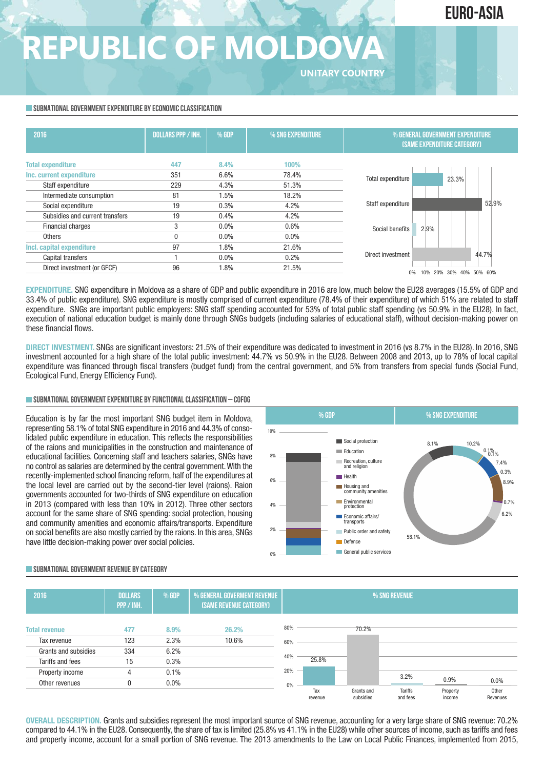EURO-ASIA

# REPUBLIC OF MOLDOVA

UNITARY COUNTRY

## SUBNATIONAL GOVERNMENT EXPENDITURE BY ECONOMIC CLASSIFICATION

| 2016 | DOLLARS PPP / INH. | % GDP | % SNG EXPENDITURE |
|---|---|---|---|
| Total expenditure | 447 | 8.4% | 100% |
| Inc. current expenditure | 351 | 6.6% | 78.4% |
| Staff expenditure | 229 | 4.3% | 51.3% |
| Intermediate consumption | 81 | 1.5% | 18.2% |
| Social expenditure | 19 | 0.3% | 4.2% |
| Subsidies and current transfers | 19 | 0.4% | 4.2% |
| Financial charges | 3 | 0.0% | 0.6% |
| Others | 0 | 0.0% | 0.0% |
| Incl. capital expenditure | 97 | 1.8% | 21.6% |
| Capital transfers | 1 | 0.0% | 0.2% |
| Direct investment (or GFCF) | 96 | 1.8% | 21.5% |

% GENERAL GOVERNMENT EXPENDITURE (SAME EXPENDITURE CATEGORY)

| Category | % |
|---|---|
| Total expenditure | 23.3% |
| Staff expenditure | 52.9% |
| Social benefits | 2.9% |
| Direct investment | 44.7% |

**EXPENDITURE.** SNG expenditure in Moldova as a share of GDP and public expenditure in 2016 are low, much below the EU28 averages (15.5% of GDP and 33.4% of public expenditure). SNG expenditure is mostly comprised of current expenditure (78.4% of their expenditure) of which 51% are related to staff expenditure. SNGs are important public employers: SNG staff spending accounted for 53% of total public staff spending (vs 50.9% in the EU28). In fact, execution of national education budget is mainly done through SNGs budgets (including salaries of educational staff), without decision-making power on these financial flows.

**DIRECT INVESTMENT.** SNGs are significant investors: 21.5% of their expenditure was dedicated to investment in 2016 (vs 8.7% in the EU28). In 2016, SNG investment accounted for a high share of the total public investment: 44.7% vs 50.9% in the EU28. Between 2008 and 2013, up to 78% of local capital expenditure was financed through fiscal transfers (budget fund) from the central government, and 5% from transfers from special funds (Social Fund, Ecological Fund, Energy Efficiency Fund).

## SUBNATIONAL GOVERNMENT EXPENDITURE BY FUNCTIONAL CLASSIFICATION – COFOG

Education is by far the most important SNG budget item in Moldova, representing 58.1% of total SNG expenditure in 2016 and 44.3% of consolidated public expenditure in education. This reflects the responsibilities of the raions and municipalities in the construction and maintenance of educational facilities. Concerning staff and teachers salaries, SNGs have no control as salaries are determined by the central government. With the recently-implemented school financing reform, half of the expenditures at the local level are carried out by the second-tier level (raions). Raion governments accounted for two-thirds of SNG expenditure on education in 2013 (compared with less than 10% in 2012). Three other sectors account for the same share of SNG spending: social protection, housing and community amenities and economic affairs/transports. Expenditure on social benefits are also mostly carried by the raions. In this area, SNGs have little decision-making power over social policies.

% SNG EXPENDITURE

| Function | % SNG expenditure |
|---|---|
| Social protection | 8.1% |
| Education | 58.1% |
| Recreation, culture and religion | 6.2% |
| Health | 0.7% |
| Housing and community amenities | 8.9% |
| Environmental protection | 0.3% |
| Economic affairs/ transports | 7.4% |
| Public order and safety | 0.1% |
| Defence | 0.1% |
| General public services | 10.2% |

## SUBNATIONAL GOVERNMENT REVENUE BY CATEGORY

| 2016 | DOLLARS PPP / INH. | % GDP | % GENERAL GOVERMENT REVENUE (SAME REVENUE CATEGORY) | % SNG REVENUE |
|---|---|---|---|---|
| Total revenue | 477 | 8.9% | 26.2% | |
| Tax revenue | 123 | 2.3% | 10.6% | 25.8% |
| Grants and subsidies | 334 | 6.2% | | 70.2% |
| Tariffs and fees | 15 | 0.3% | | 3.2% |
| Property income | 4 | 0.1% | | 0.9% |
| Other revenues | 0 | 0.0% | | 0.0% |

**OVERALL DESCRIPTION.** Grants and subsidies represent the most important source of SNG revenue, accounting for a very large share of SNG revenue: 70.2% compared to 44.1% in the EU28. Consequently, the share of tax is limited (25.8% vs 41.1% in the EU28) while other sources of income, such as tariffs and fees and property income, account for a small portion of SNG revenue. The 2013 amendments to the Law on Local Public Finances, implemented from 2015,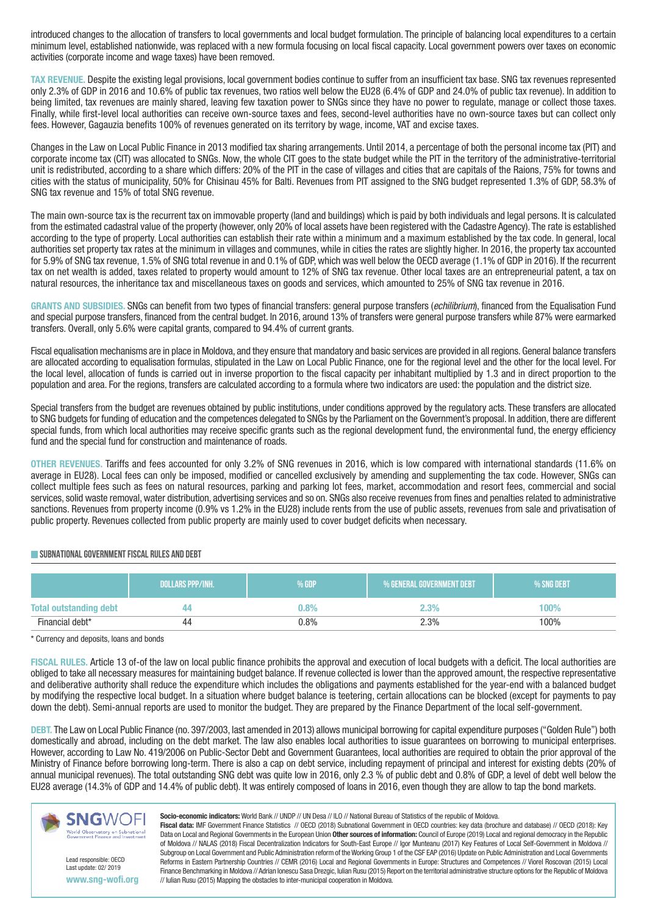introduced changes to the allocation of transfers to local governments and local budget formulation. The principle of balancing local expenditures to a certain minimum level, established nationwide, was replaced with a new formula focusing on local fiscal capacity. Local government powers over taxes on economic activities (corporate income and wage taxes) have been removed.

**TAX REVENUE.** Despite the existing legal provisions, local government bodies continue to suffer from an insufficient tax base. SNG tax revenues represented only 2.3% of GDP in 2016 and 10.6% of public tax revenues, two ratios well below the EU28 (6.4% of GDP and 24.0% of public tax revenue). In addition to being limited, tax revenues are mainly shared, leaving few taxation power to SNGs since they have no power to regulate, manage or collect those taxes. Finally, while first-level local authorities can receive own-source taxes and fees, second-level authorities have no own-source taxes but can collect only fees. However, Gagauzia benefits 100% of revenues generated on its territory by wage, income, VAT and excise taxes.

Changes in the Law on Local Public Finance in 2013 modified tax sharing arrangements. Until 2014, a percentage of both the personal income tax (PIT) and corporate income tax (CIT) was allocated to SNGs. Now, the whole CIT goes to the state budget while the PIT in the territory of the administrative-territorial unit is redistributed, according to a share which differs: 20% of the PIT in the case of villages and cities that are capitals of the Raions, 75% for towns and cities with the status of municipality, 50% for Chisinau 45% for Balti. Revenues from PIT assigned to the SNG budget represented 1.3% of GDP, 58.3% of SNG tax revenue and 15% of total SNG revenue.

The main own-source tax is the recurrent tax on immovable property (land and buildings) which is paid by both individuals and legal persons. It is calculated from the estimated cadastral value of the property (however, only 20% of local assets have been registered with the Cadastre Agency). The rate is established according to the type of property. Local authorities can establish their rate within a minimum and a maximum established by the tax code. In general, local authorities set property tax rates at the minimum in villages and communes, while in cities the rates are slightly higher. In 2016, the property tax accounted for 5.9% of SNG tax revenue, 1.5% of SNG total revenue in and 0.1% of GDP, which was well below the OECD average (1.1% of GDP in 2016). If the recurrent tax on net wealth is added, taxes related to property would amount to 12% of SNG tax revenue. Other local taxes are an entrepreneurial patent, a tax on natural resources, the inheritance tax and miscellaneous taxes on goods and services, which amounted to 25% of SNG tax revenue in 2016.

**GRANTS AND SUBSIDIES.** SNGs can benefit from two types of financial transfers: general purpose transfers (*echilibrium*), financed from the Equalisation Fund and special purpose transfers, financed from the central budget. In 2016, around 13% of transfers were general purpose transfers while 87% were earmarked transfers. Overall, only 5.6% were capital grants, compared to 94.4% of current grants.

Fiscal equalisation mechanisms are in place in Moldova, and they ensure that mandatory and basic services are provided in all regions. General balance transfers are allocated according to equalisation formulas, stipulated in the Law on Local Public Finance, one for the regional level and the other for the local level. For the local level, allocation of funds is carried out in inverse proportion to the fiscal capacity per inhabitant multiplied by 1.3 and in direct proportion to the population and area. For the regions, transfers are calculated according to a formula where two indicators are used: the population and the district size.

Special transfers from the budget are revenues obtained by public institutions, under conditions approved by the regulatory acts. These transfers are allocated to SNG budgets for funding of education and the competences delegated to SNGs by the Parliament on the Government's proposal. In addition, there are different special funds, from which local authorities may receive specific grants such as the regional development fund, the environmental fund, the energy efficiency fund and the special fund for construction and maintenance of roads.

**OTHER REVENUES.** Tariffs and fees accounted for only 3.2% of SNG revenues in 2016, which is low compared with international standards (11.6% on average in EU28). Local fees can only be imposed, modified or cancelled exclusively by amending and supplementing the tax code. However, SNGs can collect multiple fees such as fees on natural resources, parking and parking lot fees, market, accommodation and resort fees, commercial and social services, solid waste removal, water distribution, advertising services and so on. SNGs also receive revenues from fines and penalties related to administrative sanctions. Revenues from property income (0.9% vs 1.2% in the EU28) include rents from the use of public assets, revenues from sale and privatisation of public property. Revenues collected from public property are mainly used to cover budget deficits when necessary.

## SUBNATIONAL GOVERNMENT FISCAL RULES AND DEBT

| | DOLLARS PPP/INH. | % GDP | % GENERAL GOVERNMENT DEBT | % SNG DEBT |
|---|---|---|---|---|
| **Total outstanding debt** | **44** | **0.8%** | **2.3%** | **100%** |
| Financial debt* | 44 | 0.8% | 2.3% | 100% |

\* Currency and deposits, loans and bonds

**FISCAL RULES.** Article 13 of-of the law on local public finance prohibits the approval and execution of local budgets with a deficit. The local authorities are obliged to take all necessary measures for maintaining budget balance. If revenue collected is lower than the approved amount, the respective representative and deliberative authority shall reduce the expenditure which includes the obligations and payments established for the year-end with a balanced budget by modifying the respective local budget. In a situation where budget balance is teetering, certain allocations can be blocked (except for payments to pay down the debt). Semi-annual reports are used to monitor the budget. They are prepared by the Finance Department of the local self-government.

**DEBT.** The Law on Local Public Finance (no. 397/2003, last amended in 2013) allows municipal borrowing for capital expenditure purposes ("Golden Rule") both domestically and abroad, including on the debt market. The law also enables local authorities to issue guarantees on borrowing to municipal enterprises. However, according to Law No. 419/2006 on Public-Sector Debt and Government Guarantees, local authorities are required to obtain the prior approval of the Ministry of Finance before borrowing long-term. There is also a cap on debt service, including repayment of principal and interest for existing debts (20% of annual municipal revenues). The total outstanding SNG debt was quite low in 2016, only 2.3 % of public debt and 0.8% of GDP, a level of debt well below the EU28 average (14.3% of GDP and 14.4% of public debt). It was entirely composed of loans in 2016, even though they are allow to tap the bond markets.

SNGWOFI
World Observatory on Subnational Government Finance and Investment

Lead responsible: OECD
Last update: 02/ 2019
www.sng-wofi.org

**Socio-economic indicators:** World Bank // UNDP // UN Desa // ILO // National Bureau of Statistics of the republic of Moldova.
**Fiscal data:** IMF Government Finance Statistics // OECD (2018) Subnational Government in OECD countries: key data (brochure and database) // OECD (2018): Key Data on Local and Regional Governments in the European Union **Other sources of information:** Council of Europe (2019) Local and regional democracy in the Republic of Moldova // NALAS (2018) Fiscal Decentralization Indicators for South-East Europe // Igor Munteanu (2017) Key Features of Local Self-Government in Moldova // Subgroup on Local Government and Public Administration reform of the Working Group 1 of the CSF EAP (2016) Update on Public Administration and Local Governments Reforms in Eastern Partnership Countries // CEMR (2016) Local and Regional Governments in Europe: Structures and Competences // Viorel Roscovan (2015) Local Finance Benchmarking in Moldova // Adrian Ionescu Sasa Drezgic, Iulian Rusu (2015) Report on the territorial administrative structure options for the Republic of Moldova // Iulian Rusu (2015) Mapping the obstacles to inter-municipal cooperation in Moldova.